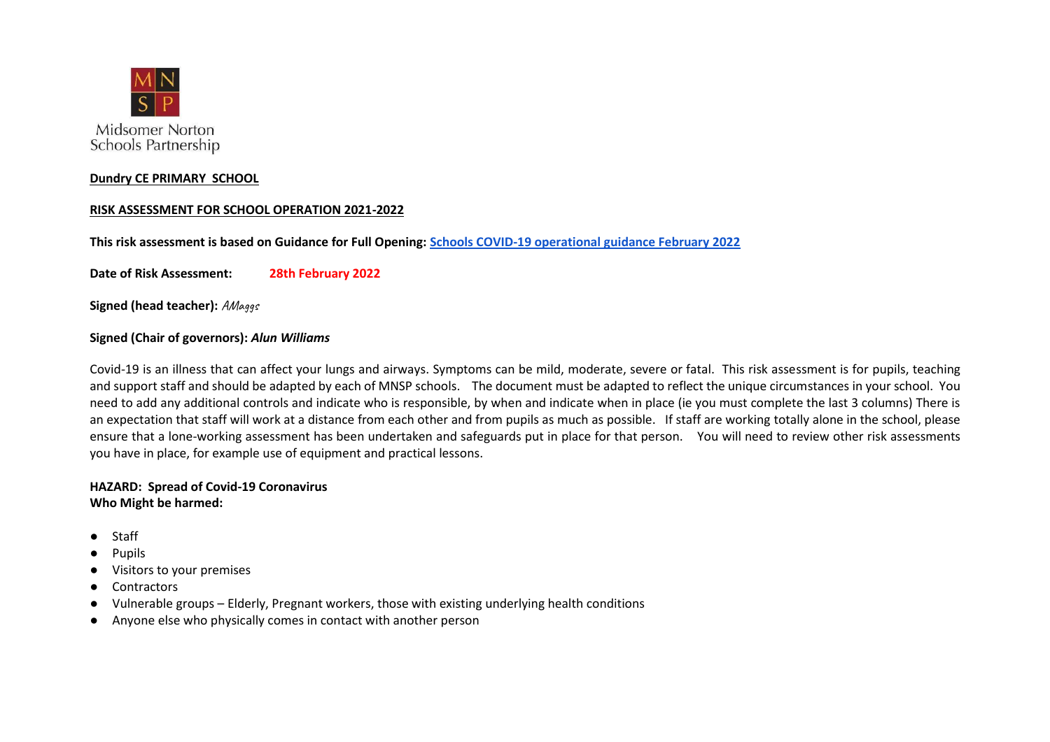Midsomer Norton Schools Partnership

**Dundry CE PRIMARY SCHOOL**

**RISK ASSESSMENT FOR SCHOOL OPERATION 2021-2022**

**This risk assessment is based on Guidance for Full Opening: Schools COVID-19 operational guidance February 2022**

**Date of Risk Assessment:** **28th February 2022**

**Signed (head teacher):** *AMaggs*

**Signed (Chair of governors):** ***Alun Williams***

Covid-19 is an illness that can affect your lungs and airways. Symptoms can be mild, moderate, severe or fatal. This risk assessment is for pupils, teaching and support staff and should be adapted by each of MNSP schools. The document must be adapted to reflect the unique circumstances in your school. You need to add any additional controls and indicate who is responsible, by when and indicate when in place (ie you must complete the last 3 columns) There is an expectation that staff will work at a distance from each other and from pupils as much as possible. If staff are working totally alone in the school, please ensure that a lone-working assessment has been undertaken and safeguards put in place for that person. You will need to review other risk assessments you have in place, for example use of equipment and practical lessons.

**HAZARD: Spread of Covid-19 Coronavirus**
**Who Might be harmed:**

- Staff
- Pupils
- Visitors to your premises
- Contractors
- Vulnerable groups – Elderly, Pregnant workers, those with existing underlying health conditions
- Anyone else who physically comes in contact with another person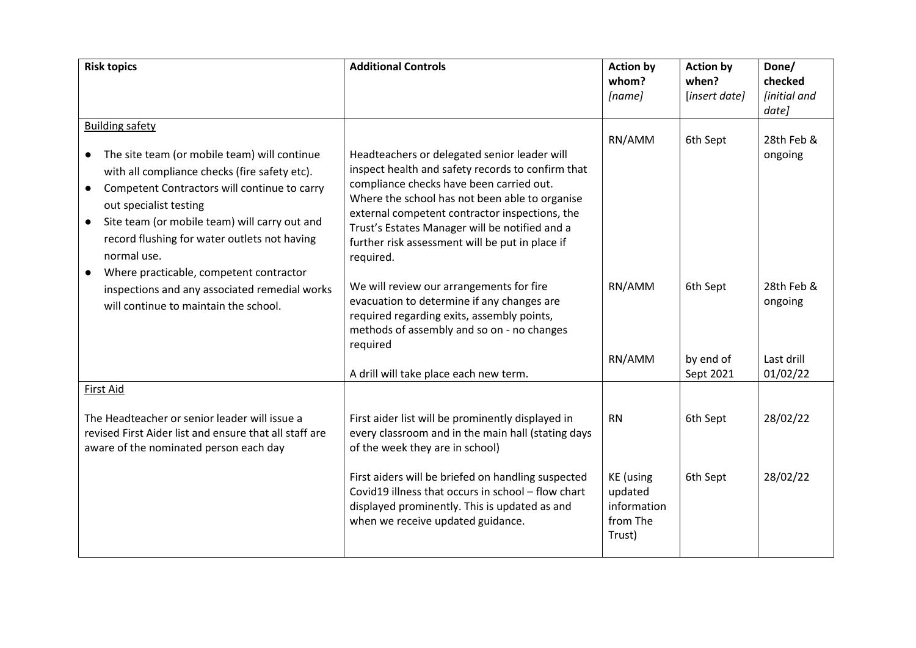| **Risk topics** | **Additional Controls** | **Action by whom?** *[name]* | **Action by when?** [*insert date]* | **Done/ checked** *[initial and date]* |
|---|---|---|---|---|
| Building safety<br><br>● The site team (or mobile team) will continue with all compliance checks (fire safety etc).<br>● Competent Contractors will continue to carry out specialist testing<br>● Site team (or mobile team) will carry out and record flushing for water outlets not having normal use.<br>● Where practicable, competent contractor inspections and any associated remedial works will continue to maintain the school. | Headteachers or delegated senior leader will inspect health and safety records to confirm that compliance checks have been carried out. Where the school has not been able to organise external competent contractor inspections, the Trust's Estates Manager will be notified and a further risk assessment will be put in place if required. | RN/AMM | 6th Sept | 28th Feb & ongoing |
| | We will review our arrangements for fire evacuation to determine if any changes are required regarding exits, assembly points, methods of assembly and so on - no changes required | RN/AMM | 6th Sept | 28th Feb & ongoing |
| | A drill will take place each new term. | RN/AMM | by end of Sept 2021 | Last drill 01/02/22 |
| First Aid<br><br>The Headteacher or senior leader will issue a revised First Aider list and ensure that all staff are aware of the nominated person each day | First aider list will be prominently displayed in every classroom and in the main hall (stating days of the week they are in school) | RN | 6th Sept | 28/02/22 |
| | First aiders will be briefed on handling suspected Covid19 illness that occurs in school – flow chart displayed prominently. This is updated as and when we receive updated guidance. | KE (using updated information from The Trust) | 6th Sept | 28/02/22 |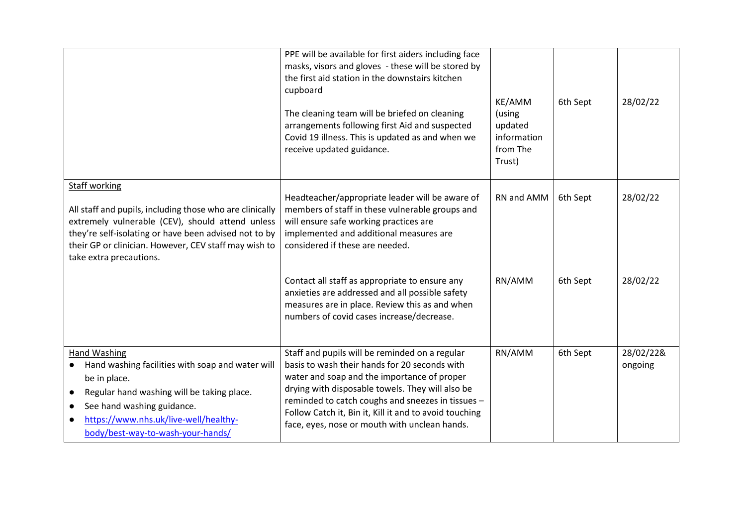| | | | | |
|---|---|---|---|---|
| | PPE will be available for first aiders including face masks, visors and gloves - these will be stored by the first aid station in the downstairs kitchen cupboard<br><br>The cleaning team will be briefed on cleaning arrangements following first Aid and suspected Covid 19 illness. This is updated as and when we receive updated guidance. | KE/AMM (using updated information from The Trust) | 6th Sept | 28/02/22 |
| <u>Staff working</u><br><br>All staff and pupils, including those who are clinically extremely vulnerable (CEV), should attend unless they're self-isolating or have been advised not to by their GP or clinician. However, CEV staff may wish to take extra precautions. | Headteacher/appropriate leader will be aware of members of staff in these vulnerable groups and will ensure safe working practices are implemented and additional measures are considered if these are needed. | RN and AMM | 6th Sept | 28/02/22 |
| | Contact all staff as appropriate to ensure any anxieties are addressed and all possible safety measures are in place. Review this as and when numbers of covid cases increase/decrease. | RN/AMM | 6th Sept | 28/02/22 |
| <u>Hand Washing</u><br>• Hand washing facilities with soap and water will be in place.<br>• Regular hand washing will be taking place.<br>• See hand washing guidance.<br>• https://www.nhs.uk/live-well/healthy-body/best-way-to-wash-your-hands/ | Staff and pupils will be reminded on a regular basis to wash their hands for 20 seconds with water and soap and the importance of proper drying with disposable towels. They will also be reminded to catch coughs and sneezes in tissues – Follow Catch it, Bin it, Kill it and to avoid touching face, eyes, nose or mouth with unclean hands. | RN/AMM | 6th Sept | 28/02/22& ongoing |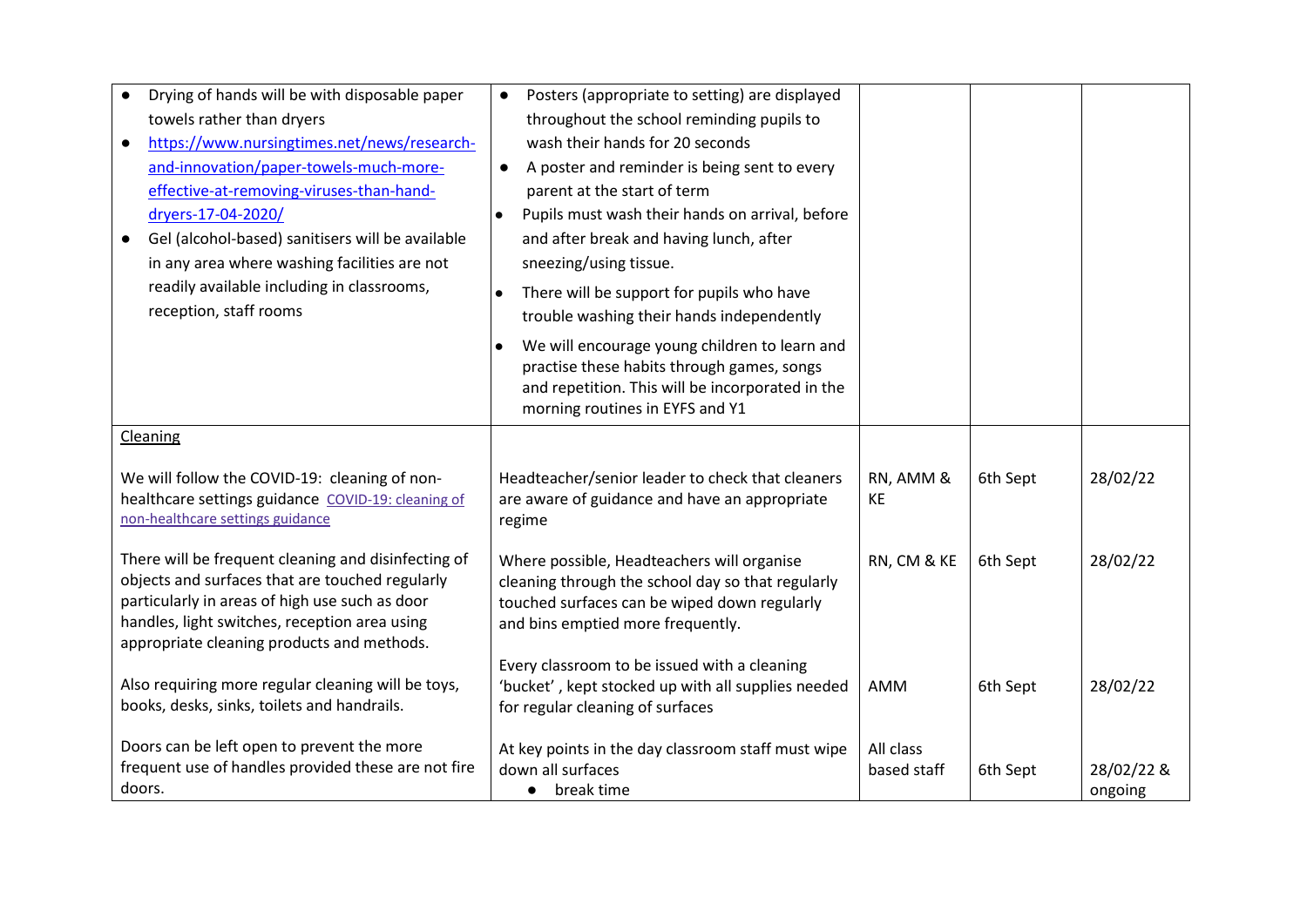| | | | | |
|---|---|---|---|---|
| • Drying of hands will be with disposable paper towels rather than dryers<br>• https://www.nursingtimes.net/news/research-and-innovation/paper-towels-much-more-effective-at-removing-viruses-than-hand-dryers-17-04-2020/<br>• Gel (alcohol-based) sanitisers will be available in any area where washing facilities are not readily available including in classrooms, reception, staff rooms | • Posters (appropriate to setting) are displayed throughout the school reminding pupils to wash their hands for 20 seconds<br>• A poster and reminder is being sent to every parent at the start of term<br>• Pupils must wash their hands on arrival, before and after break and having lunch, after sneezing/using tissue.<br>• There will be support for pupils who have trouble washing their hands independently<br>• We will encourage young children to learn and practise these habits through games, songs and repetition. This will be incorporated in the morning routines in EYFS and Y1 | | | |
| <u>Cleaning</u><br><br>We will follow the COVID-19: cleaning of non-healthcare settings guidance [COVID-19: cleaning of non-healthcare settings guidance](#) | Headteacher/senior leader to check that cleaners are aware of guidance and have an appropriate regime | RN, AMM & KE | 6th Sept | 28/02/22 |
| There will be frequent cleaning and disinfecting of objects and surfaces that are touched regularly particularly in areas of high use such as door handles, light switches, reception area using appropriate cleaning products and methods. | Where possible, Headteachers will organise cleaning through the school day so that regularly touched surfaces can be wiped down regularly and bins emptied more frequently. | RN, CM & KE | 6th Sept | 28/02/22 |
| Also requiring more regular cleaning will be toys, books, desks, sinks, toilets and handrails. | Every classroom to be issued with a cleaning 'bucket' , kept stocked up with all supplies needed for regular cleaning of surfaces | AMM | 6th Sept | 28/02/22 |
| Doors can be left open to prevent the more frequent use of handles provided these are not fire doors. | At key points in the day classroom staff must wipe down all surfaces<br>• break time | All class based staff | 6th Sept | 28/02/22 & ongoing |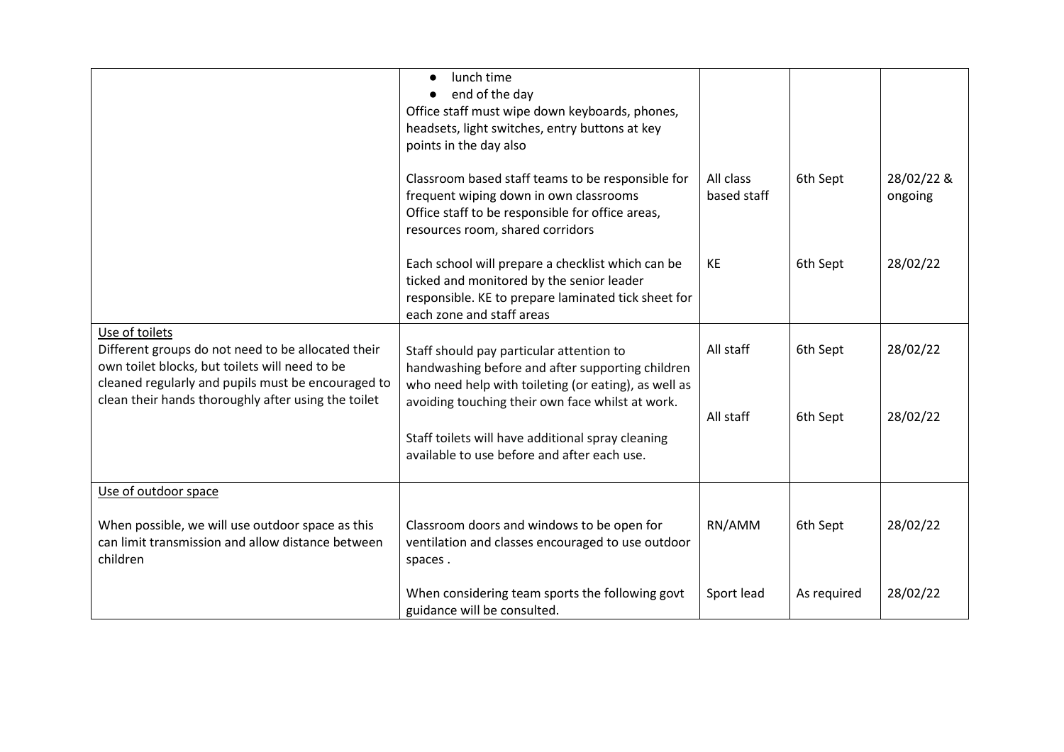| | | | | |
|---|---|---|---|---|
| | ● lunch time<br>● end of the day<br>Office staff must wipe down keyboards, phones, headsets, light switches, entry buttons at key points in the day also | | | |
| | Classroom based staff teams to be responsible for frequent wiping down in own classrooms<br>Office staff to be responsible for office areas, resources room, shared corridors | All class based staff | 6th Sept | 28/02/22 & ongoing |
| | Each school will prepare a checklist which can be ticked and monitored by the senior leader responsible. KE to prepare laminated tick sheet for each zone and staff areas | KE | 6th Sept | 28/02/22 |
| <u>Use of toilets</u><br>Different groups do not need to be allocated their own toilet blocks, but toilets will need to be cleaned regularly and pupils must be encouraged to clean their hands thoroughly after using the toilet | Staff should pay particular attention to handwashing before and after supporting children who need help with toileting (or eating), as well as avoiding touching their own face whilst at work. | All staff | 6th Sept | 28/02/22 |
| | Staff toilets will have additional spray cleaning available to use before and after each use. | All staff | 6th Sept | 28/02/22 |
| <u>Use of outdoor space</u><br><br>When possible, we will use outdoor space as this can limit transmission and allow distance between children | Classroom doors and windows to be open for ventilation and classes encouraged to use outdoor spaces . | RN/AMM | 6th Sept | 28/02/22 |
| | When considering team sports the following govt guidance will be consulted. | Sport lead | As required | 28/02/22 |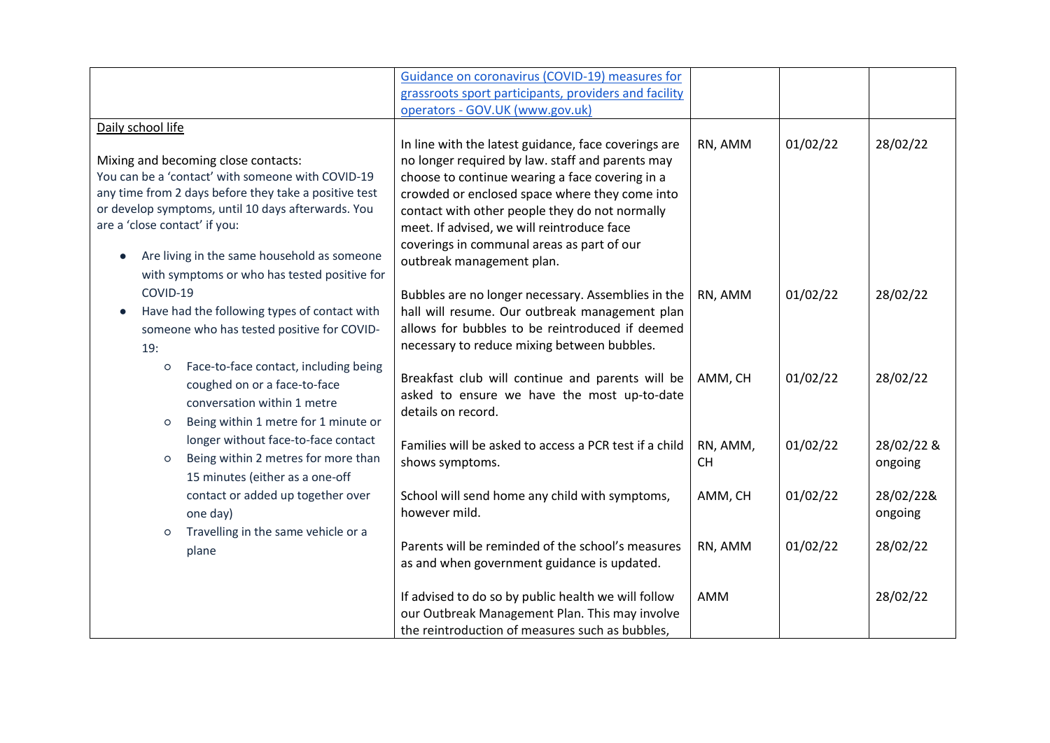| | | | | |
|---|---|---|---|---|
| | [Guidance on coronavirus (COVID-19) measures for grassroots sport participants, providers and facility operators - GOV.UK (www.gov.uk)](https://www.gov.uk) | | | |
| <u>Daily school life</u><br><br>Mixing and becoming close contacts:<br>You can be a 'contact' with someone with COVID-19 any time from 2 days before they take a positive test or develop symptoms, until 10 days afterwards. You are a 'close contact' if you:<br><br>• Are living in the same household as someone with symptoms or who has tested positive for COVID-19<br>• Have had the following types of contact with someone who has tested positive for COVID-19:<br>  ○ Face-to-face contact, including being coughed on or a face-to-face conversation within 1 metre<br>  ○ Being within 1 metre for 1 minute or longer without face-to-face contact<br>  ○ Being within 2 metres for more than 15 minutes (either as a one-off contact or added up together over one day)<br>  ○ Travelling in the same vehicle or a plane | In line with the latest guidance, face coverings are no longer required by law. staff and parents may choose to continue wearing a face covering in a crowded or enclosed space where they come into contact with other people they do not normally meet. If advised, we will reintroduce face coverings in communal areas as part of our outbreak management plan. | RN, AMM | 01/02/22 | 28/02/22 |
| | Bubbles are no longer necessary. Assemblies in the hall will resume. Our outbreak management plan allows for bubbles to be reintroduced if deemed necessary to reduce mixing between bubbles. | RN, AMM | 01/02/22 | 28/02/22 |
| | Breakfast club will continue and parents will be asked to ensure we have the most up-to-date details on record. | AMM, CH | 01/02/22 | 28/02/22 |
| | Families will be asked to access a PCR test if a child shows symptoms. | RN, AMM, CH | 01/02/22 | 28/02/22 & ongoing |
| | School will send home any child with symptoms, however mild. | AMM, CH | 01/02/22 | 28/02/22& ongoing |
| | Parents will be reminded of the school's measures as and when government guidance is updated. | RN, AMM | 01/02/22 | 28/02/22 |
| | If advised to do so by public health we will follow our Outbreak Management Plan. This may involve the reintroduction of measures such as bubbles, | AMM | | 28/02/22 |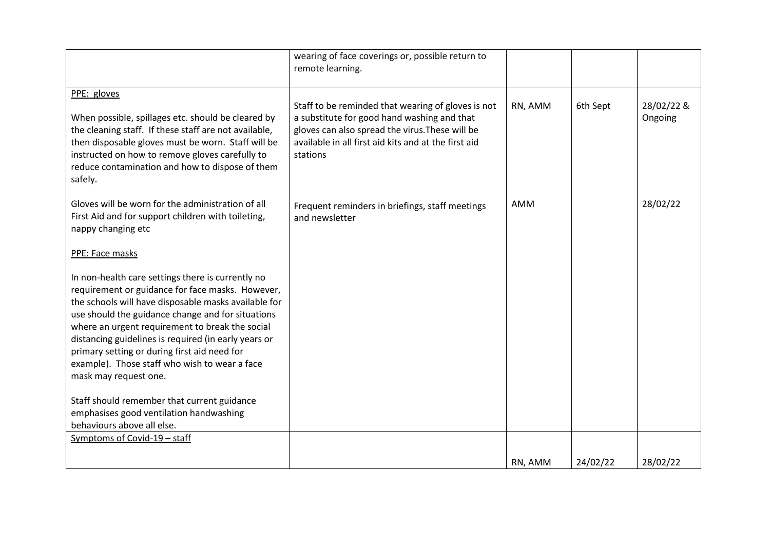| | | | | |
|---|---|---|---|---|
| | wearing of face coverings or, possible return to remote learning. | | | |
| <u>PPE: gloves</u><br><br>When possible, spillages etc. should be cleared by the cleaning staff. If these staff are not available, then disposable gloves must be worn. Staff will be instructed on how to remove gloves carefully to reduce contamination and how to dispose of them safely. | Staff to be reminded that wearing of gloves is not a substitute for good hand washing and that gloves can also spread the virus.These will be available in all first aid kits and at the first aid stations | RN, AMM | 6th Sept | 28/02/22 & Ongoing |
| Gloves will be worn for the administration of all First Aid and for support children with toileting, nappy changing etc<br><br><u>PPE: Face masks</u><br><br>In non-health care settings there is currently no requirement or guidance for face masks. However, the schools will have disposable masks available for use should the guidance change and for situations where an urgent requirement to break the social distancing guidelines is required (in early years or primary setting or during first aid need for example). Those staff who wish to wear a face mask may request one.<br><br>Staff should remember that current guidance emphasises good ventilation handwashing behaviours above all else. | Frequent reminders in briefings, staff meetings and newsletter | AMM | | 28/02/22 |
| <u>Symptoms of Covid-19 – staff</u> | | RN, AMM | 24/02/22 | 28/02/22 |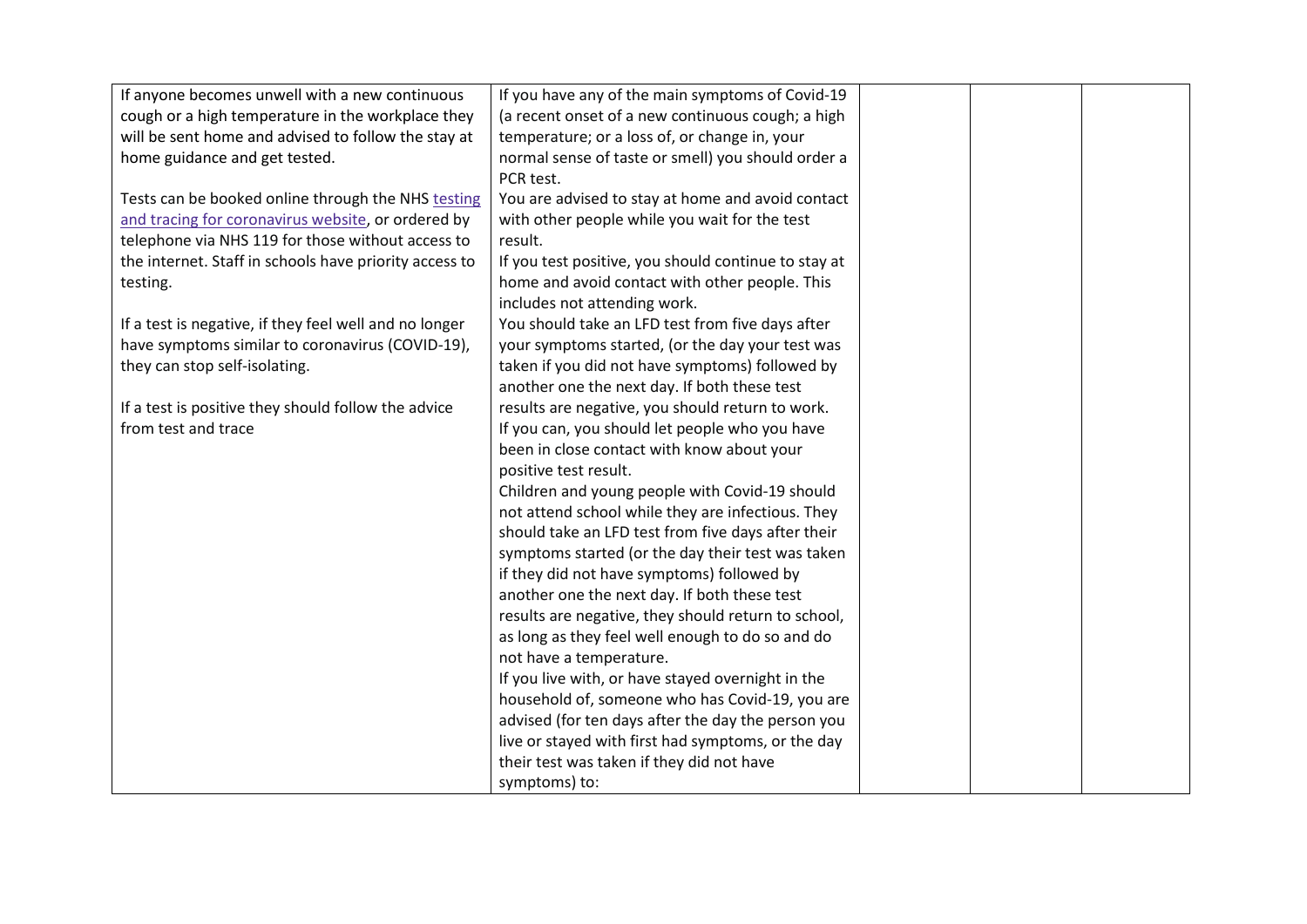| | | | | |
|---|---|---|---|---|
| If anyone becomes unwell with a new continuous cough or a high temperature in the workplace they will be sent home and advised to follow the stay at home guidance and get tested.<br><br>Tests can be booked online through the NHS [testing and tracing for coronavirus website](), or ordered by telephone via NHS 119 for those without access to the internet. Staff in schools have priority access to testing.<br><br>If a test is negative, if they feel well and no longer have symptoms similar to coronavirus (COVID-19), they can stop self-isolating.<br><br>If a test is positive they should follow the advice from test and trace | If you have any of the main symptoms of Covid-19 (a recent onset of a new continuous cough; a high temperature; or a loss of, or change in, your normal sense of taste or smell) you should order a PCR test.<br>You are advised to stay at home and avoid contact with other people while you wait for the test result.<br>If you test positive, you should continue to stay at home and avoid contact with other people. This includes not attending work.<br>You should take an LFD test from five days after your symptoms started, (or the day your test was taken if you did not have symptoms) followed by another one the next day. If both these test results are negative, you should return to work.<br>If you can, you should let people who you have been in close contact with know about your positive test result.<br>Children and young people with Covid-19 should not attend school while they are infectious. They should take an LFD test from five days after their symptoms started (or the day their test was taken if they did not have symptoms) followed by another one the next day. If both these test results are negative, they should return to school, as long as they feel well enough to do so and do not have a temperature.<br>If you live with, or have stayed overnight in the household of, someone who has Covid-19, you are advised (for ten days after the day the person you live or stayed with first had symptoms, or the day their test was taken if they did not have symptoms) to: | | | |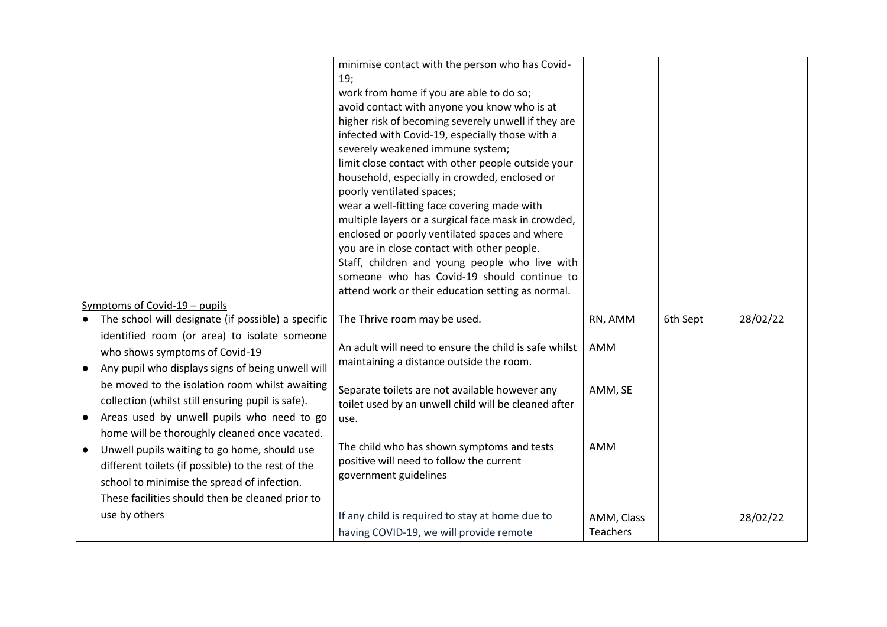| | | | | |
|---|---|---|---|---|
| | minimise contact with the person who has Covid-19;<br>work from home if you are able to do so;<br>avoid contact with anyone you know who is at higher risk of becoming severely unwell if they are infected with Covid-19, especially those with a severely weakened immune system;<br>limit close contact with other people outside your household, especially in crowded, enclosed or poorly ventilated spaces;<br>wear a well-fitting face covering made with multiple layers or a surgical face mask in crowded, enclosed or poorly ventilated spaces and where you are in close contact with other people.<br>Staff, children and young people who live with someone who has Covid-19 should continue to attend work or their education setting as normal. | | | |
| Symptoms of Covid-19 – pupils<br>● The school will designate (if possible) a specific identified room (or area) to isolate someone who shows symptoms of Covid-19<br>● Any pupil who displays signs of being unwell will be moved to the isolation room whilst awaiting collection (whilst still ensuring pupil is safe).<br>● Areas used by unwell pupils who need to go home will be thoroughly cleaned once vacated.<br>● Unwell pupils waiting to go home, should use different toilets (if possible) to the rest of the school to minimise the spread of infection. These facilities should then be cleaned prior to use by others | The Thrive room may be used.<br><br>An adult will need to ensure the child is safe whilst maintaining a distance outside the room.<br><br>Separate toilets are not available however any toilet used by an unwell child will be cleaned after use.<br><br>The child who has shown symptoms and tests positive will need to follow the current government guidelines<br><br>If any child is required to stay at home due to having COVID-19, we will provide remote | RN, AMM<br><br>AMM<br><br>AMM, SE<br><br>AMM<br><br>AMM, Class Teachers | 6th Sept | 28/02/22<br><br><br><br><br><br><br>28/02/22 |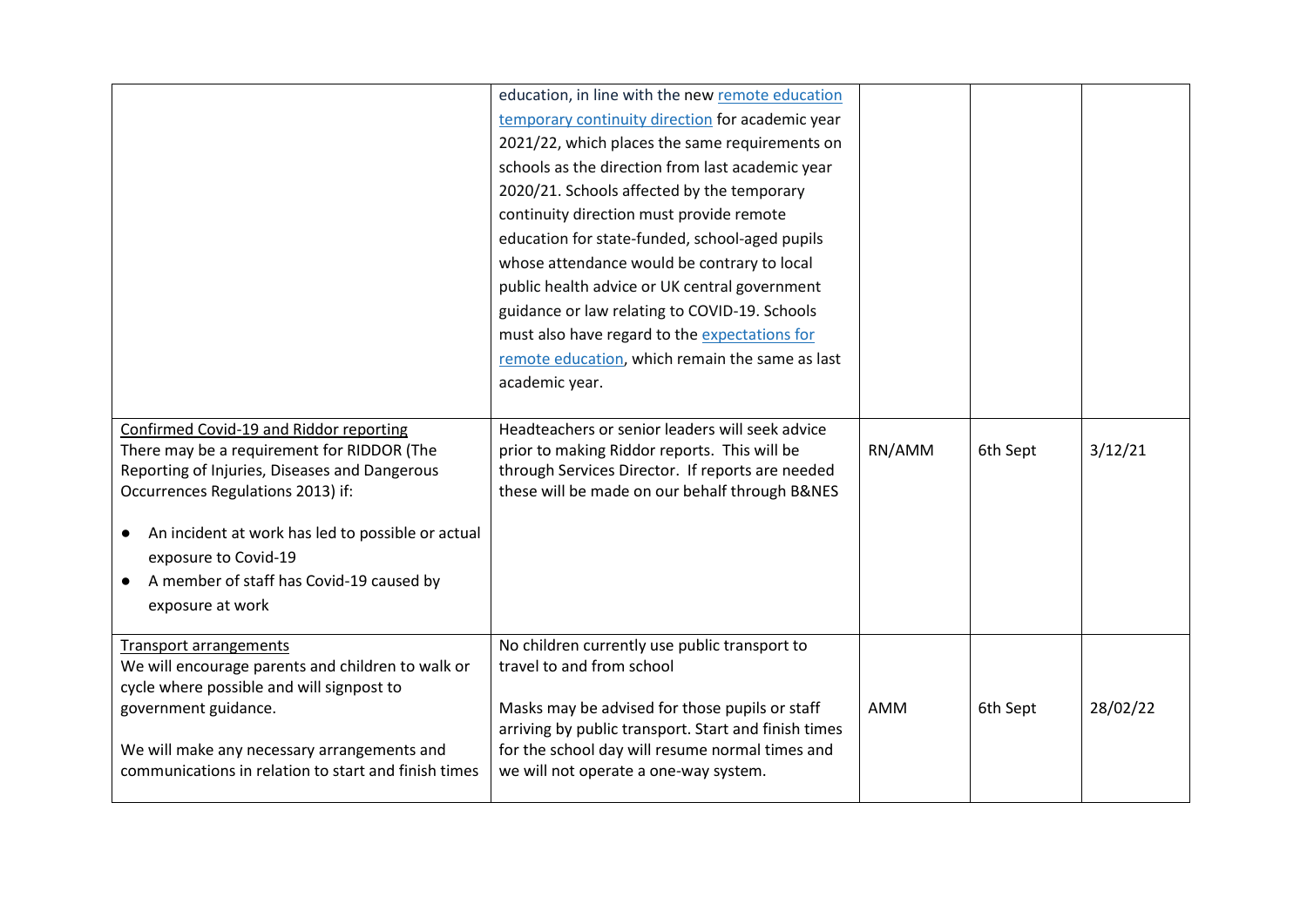| | | | | |
|---|---|---|---|---|
| | education, in line with the new remote education temporary continuity direction for academic year 2021/22, which places the same requirements on schools as the direction from last academic year 2020/21. Schools affected by the temporary continuity direction must provide remote education for state-funded, school-aged pupils whose attendance would be contrary to local public health advice or UK central government guidance or law relating to COVID-19. Schools must also have regard to the expectations for remote education, which remain the same as last academic year. | | | |
| Confirmed Covid-19 and Riddor reporting<br>There may be a requirement for RIDDOR (The Reporting of Injuries, Diseases and Dangerous Occurrences Regulations 2013) if:<br>● An incident at work has led to possible or actual exposure to Covid-19<br>● A member of staff has Covid-19 caused by exposure at work | Headteachers or senior leaders will seek advice prior to making Riddor reports. This will be through Services Director. If reports are needed these will be made on our behalf through B&NES | RN/AMM | 6th Sept | 3/12/21 |
| Transport arrangements<br>We will encourage parents and children to walk or cycle where possible and will signpost to government guidance.<br><br>We will make any necessary arrangements and communications in relation to start and finish times | No children currently use public transport to travel to and from school<br><br>Masks may be advised for those pupils or staff arriving by public transport. Start and finish times for the school day will resume normal times and we will not operate a one-way system. | AMM | 6th Sept | 28/02/22 |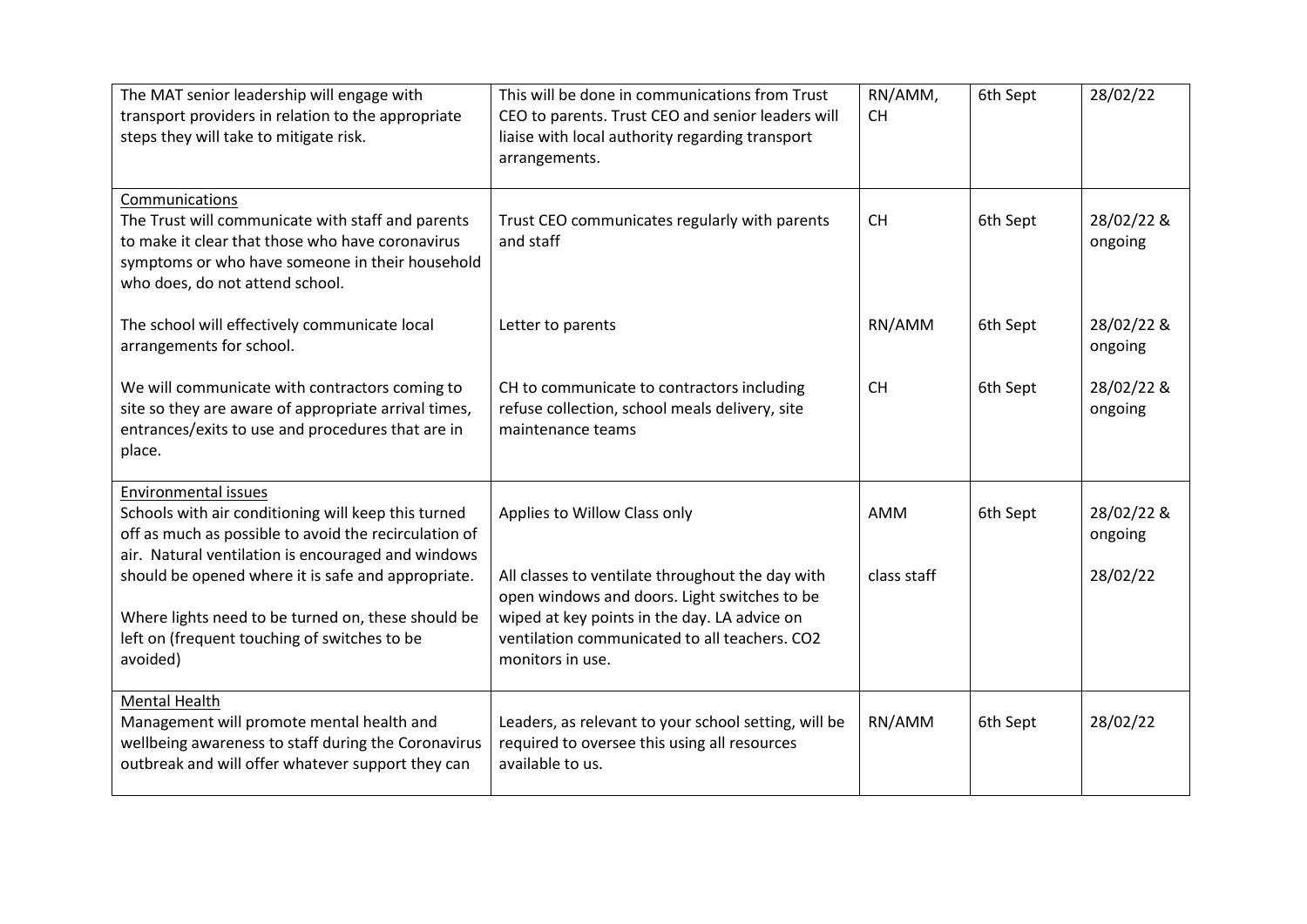| | | | | |
|---|---|---|---|---|
| The MAT senior leadership will engage with transport providers in relation to the appropriate steps they will take to mitigate risk. | This will be done in communications from Trust CEO to parents. Trust CEO and senior leaders will liaise with local authority regarding transport arrangements. | RN/AMM, CH | 6th Sept | 28/02/22 |
| <u>Communications</u><br>The Trust will communicate with staff and parents to make it clear that those who have coronavirus symptoms or who have someone in their household who does, do not attend school. | Trust CEO communicates regularly with parents and staff | CH | 6th Sept | 28/02/22 & ongoing |
| The school will effectively communicate local arrangements for school. | Letter to parents | RN/AMM | 6th Sept | 28/02/22 & ongoing |
| We will communicate with contractors coming to site so they are aware of appropriate arrival times, entrances/exits to use and procedures that are in place. | CH to communicate to contractors including refuse collection, school meals delivery, site maintenance teams | CH | 6th Sept | 28/02/22 & ongoing |
| <u>Environmental issues</u><br>Schools with air conditioning will keep this turned off as much as possible to avoid the recirculation of air. Natural ventilation is encouraged and windows should be opened where it is safe and appropriate.<br><br>Where lights need to be turned on, these should be left on (frequent touching of switches to be avoided) | Applies to Willow Class only<br><br>All classes to ventilate throughout the day with open windows and doors. Light switches to be wiped at key points in the day. LA advice on ventilation communicated to all teachers. CO2 monitors in use. | AMM<br><br>class staff | 6th Sept | 28/02/22 & ongoing<br><br>28/02/22 |
| <u>Mental Health</u><br>Management will promote mental health and wellbeing awareness to staff during the Coronavirus outbreak and will offer whatever support they can | Leaders, as relevant to your school setting, will be required to oversee this using all resources available to us. | RN/AMM | 6th Sept | 28/02/22 |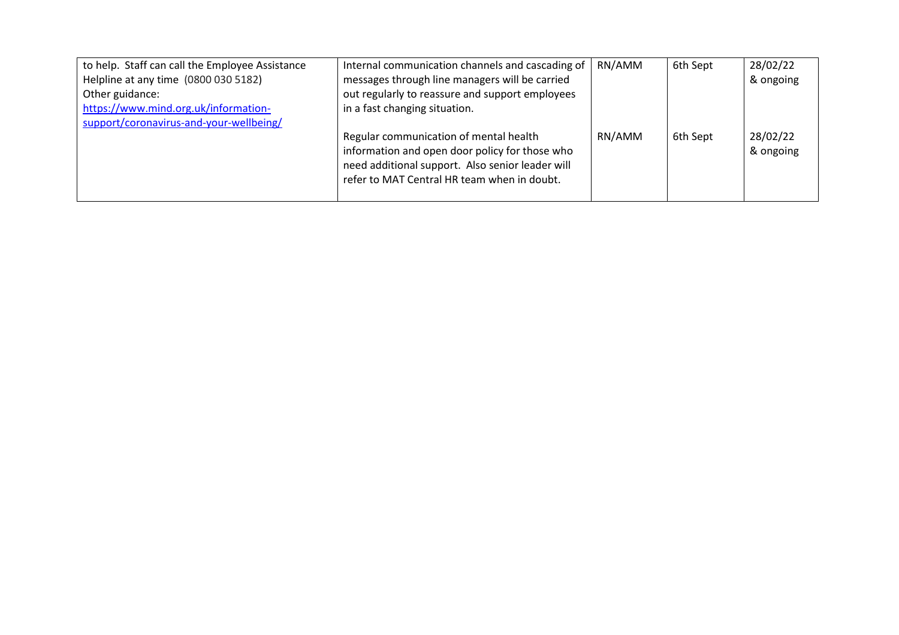| | | | | |
|---|---|---|---|---|
| to help. Staff can call the Employee Assistance Helpline at any time (0800 030 5182)<br>Other guidance:<br>[https://www.mind.org.uk/information-support/coronavirus-and-your-wellbeing/](https://www.mind.org.uk/information-support/coronavirus-and-your-wellbeing/) | Internal communication channels and cascading of messages through line managers will be carried out regularly to reassure and support employees in a fast changing situation. | RN/AMM | 6th Sept | 28/02/22 & ongoing |
| | Regular communication of mental health information and open door policy for those who need additional support. Also senior leader will refer to MAT Central HR team when in doubt. | RN/AMM | 6th Sept | 28/02/22 & ongoing |